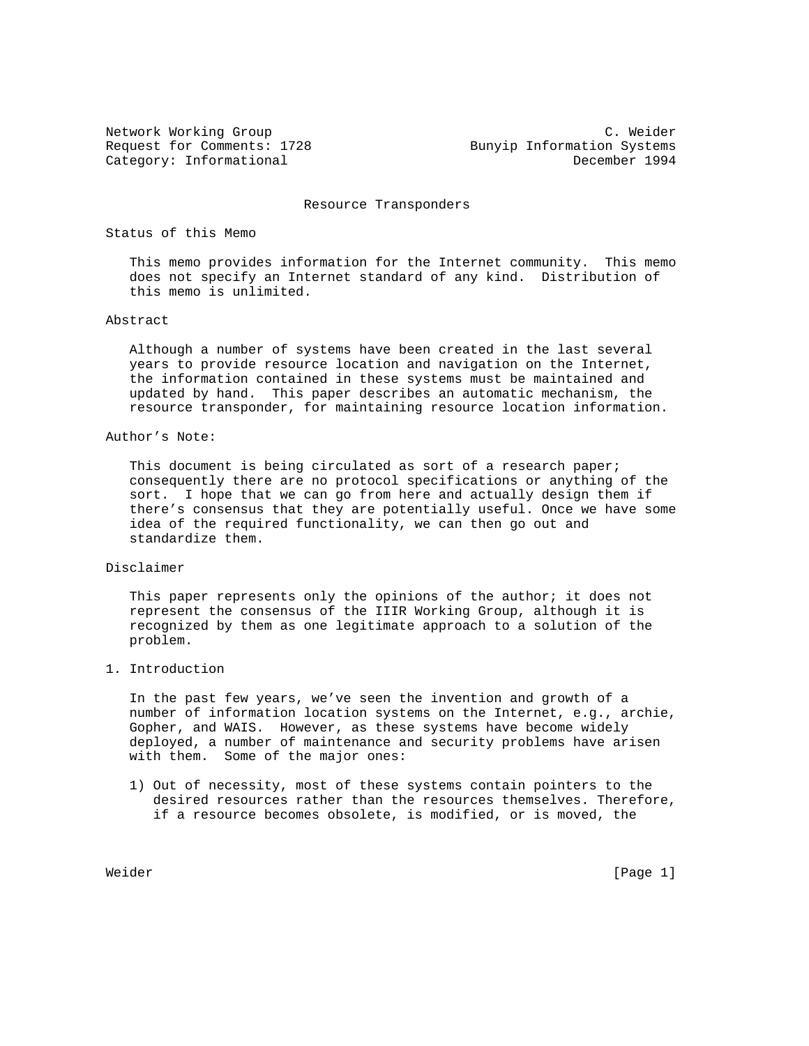Network Working Group                                          C. Weider
Request for Comments: 1728                      Bunyip Information Systems
Category: Informational                                    December 1994

# Resource Transponders

## Status of this Memo

This memo provides information for the Internet community. This memo does not specify an Internet standard of any kind. Distribution of this memo is unlimited.

## Abstract

Although a number of systems have been created in the last several years to provide resource location and navigation on the Internet, the information contained in these systems must be maintained and updated by hand. This paper describes an automatic mechanism, the resource transponder, for maintaining resource location information.

## Author's Note:

This document is being circulated as sort of a research paper; consequently there are no protocol specifications or anything of the sort. I hope that we can go from here and actually design them if there's consensus that they are potentially useful. Once we have some idea of the required functionality, we can then go out and standardize them.

## Disclaimer

This paper represents only the opinions of the author; it does not represent the consensus of the IIIR Working Group, although it is recognized by them as one legitimate approach to a solution of the problem.

## 1. Introduction

In the past few years, we've seen the invention and growth of a number of information location systems on the Internet, e.g., archie, Gopher, and WAIS. However, as these systems have become widely deployed, a number of maintenance and security problems have arisen with them. Some of the major ones:

1) Out of necessity, most of these systems contain pointers to the desired resources rather than the resources themselves. Therefore, if a resource becomes obsolete, is modified, or is moved, the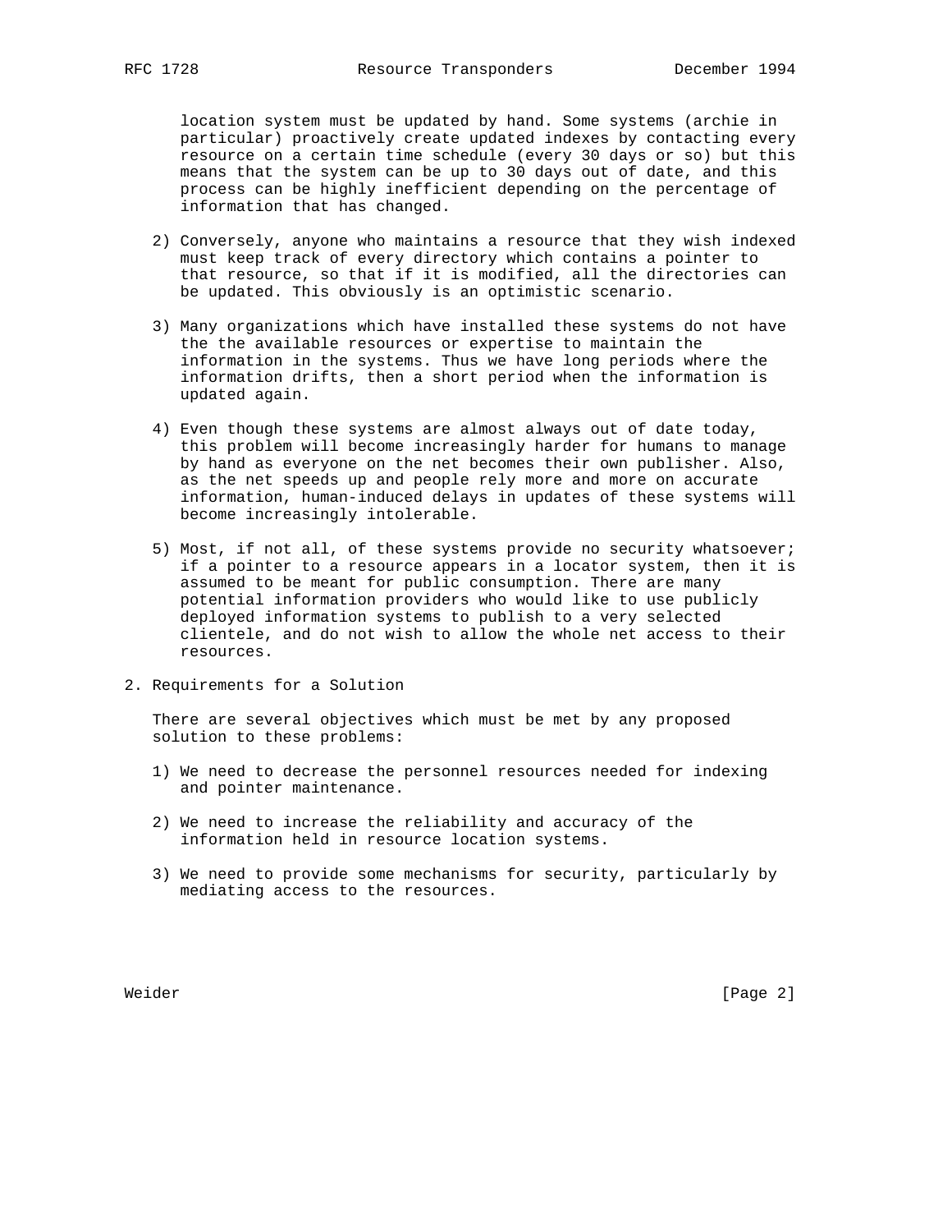location system must be updated by hand. Some systems (archie in particular) proactively create updated indexes by contacting every resource on a certain time schedule (every 30 days or so) but this means that the system can be up to 30 days out of date, and this process can be highly inefficient depending on the percentage of information that has changed.

2) Conversely, anyone who maintains a resource that they wish indexed must keep track of every directory which contains a pointer to that resource, so that if it is modified, all the directories can be updated. This obviously is an optimistic scenario.

3) Many organizations which have installed these systems do not have the the available resources or expertise to maintain the information in the systems. Thus we have long periods where the information drifts, then a short period when the information is updated again.

4) Even though these systems are almost always out of date today, this problem will become increasingly harder for humans to manage by hand as everyone on the net becomes their own publisher. Also, as the net speeds up and people rely more and more on accurate information, human-induced delays in updates of these systems will become increasingly intolerable.

5) Most, if not all, of these systems provide no security whatsoever; if a pointer to a resource appears in a locator system, then it is assumed to be meant for public consumption. There are many potential information providers who would like to use publicly deployed information systems to publish to a very selected clientele, and do not wish to allow the whole net access to their resources.

## 2. Requirements for a Solution

There are several objectives which must be met by any proposed solution to these problems:

1) We need to decrease the personnel resources needed for indexing and pointer maintenance.

2) We need to increase the reliability and accuracy of the information held in resource location systems.

3) We need to provide some mechanisms for security, particularly by mediating access to the resources.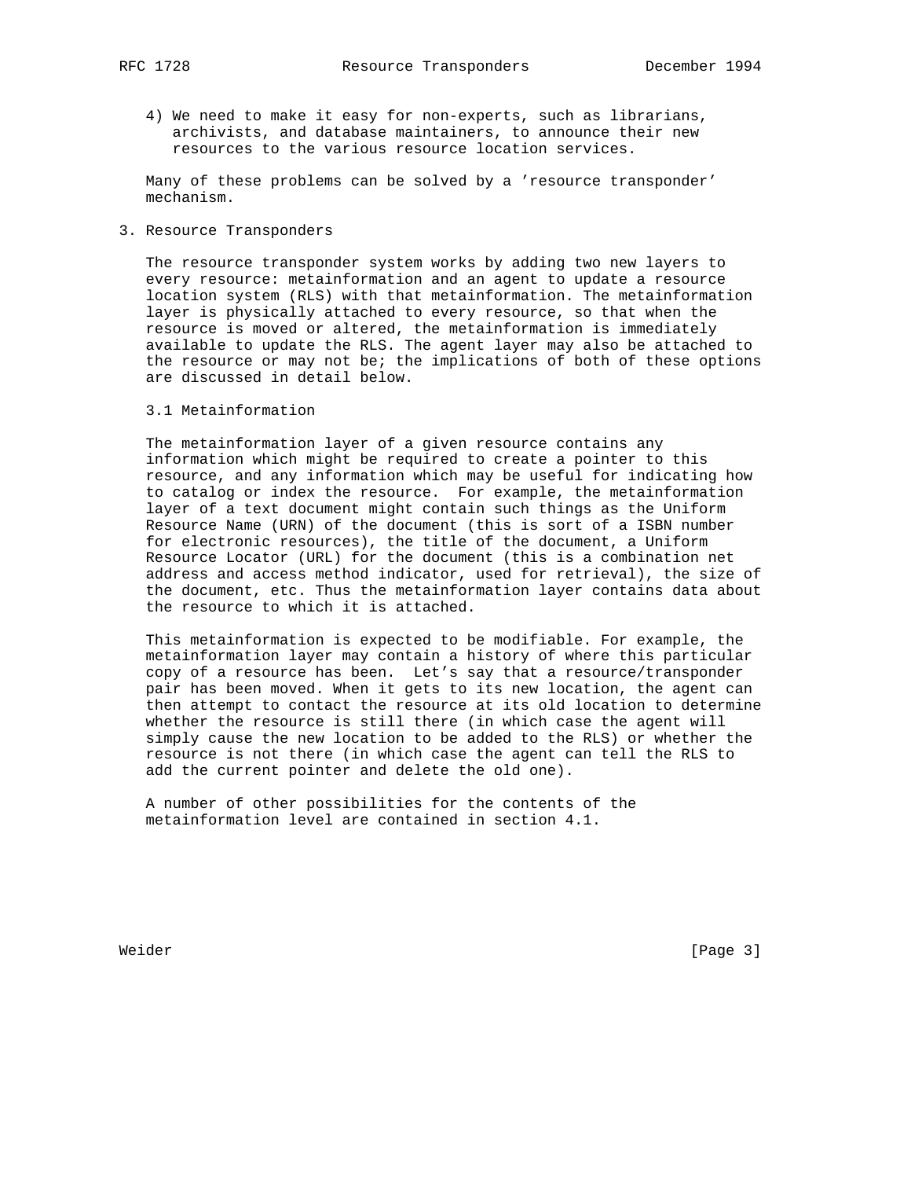4) We need to make it easy for non-experts, such as librarians, archivists, and database maintainers, to announce their new resources to the various resource location services.

Many of these problems can be solved by a 'resource transponder' mechanism.

## 3. Resource Transponders

The resource transponder system works by adding two new layers to every resource: metainformation and an agent to update a resource location system (RLS) with that metainformation. The metainformation layer is physically attached to every resource, so that when the resource is moved or altered, the metainformation is immediately available to update the RLS. The agent layer may also be attached to the resource or may not be; the implications of both of these options are discussed in detail below.

### 3.1 Metainformation

The metainformation layer of a given resource contains any information which might be required to create a pointer to this resource, and any information which may be useful for indicating how to catalog or index the resource. For example, the metainformation layer of a text document might contain such things as the Uniform Resource Name (URN) of the document (this is sort of a ISBN number for electronic resources), the title of the document, a Uniform Resource Locator (URL) for the document (this is a combination net address and access method indicator, used for retrieval), the size of the document, etc. Thus the metainformation layer contains data about the resource to which it is attached.

This metainformation is expected to be modifiable. For example, the metainformation layer may contain a history of where this particular copy of a resource has been. Let's say that a resource/transponder pair has been moved. When it gets to its new location, the agent can then attempt to contact the resource at its old location to determine whether the resource is still there (in which case the agent will simply cause the new location to be added to the RLS) or whether the resource is not there (in which case the agent can tell the RLS to add the current pointer and delete the old one).

A number of other possibilities for the contents of the metainformation level are contained in section 4.1.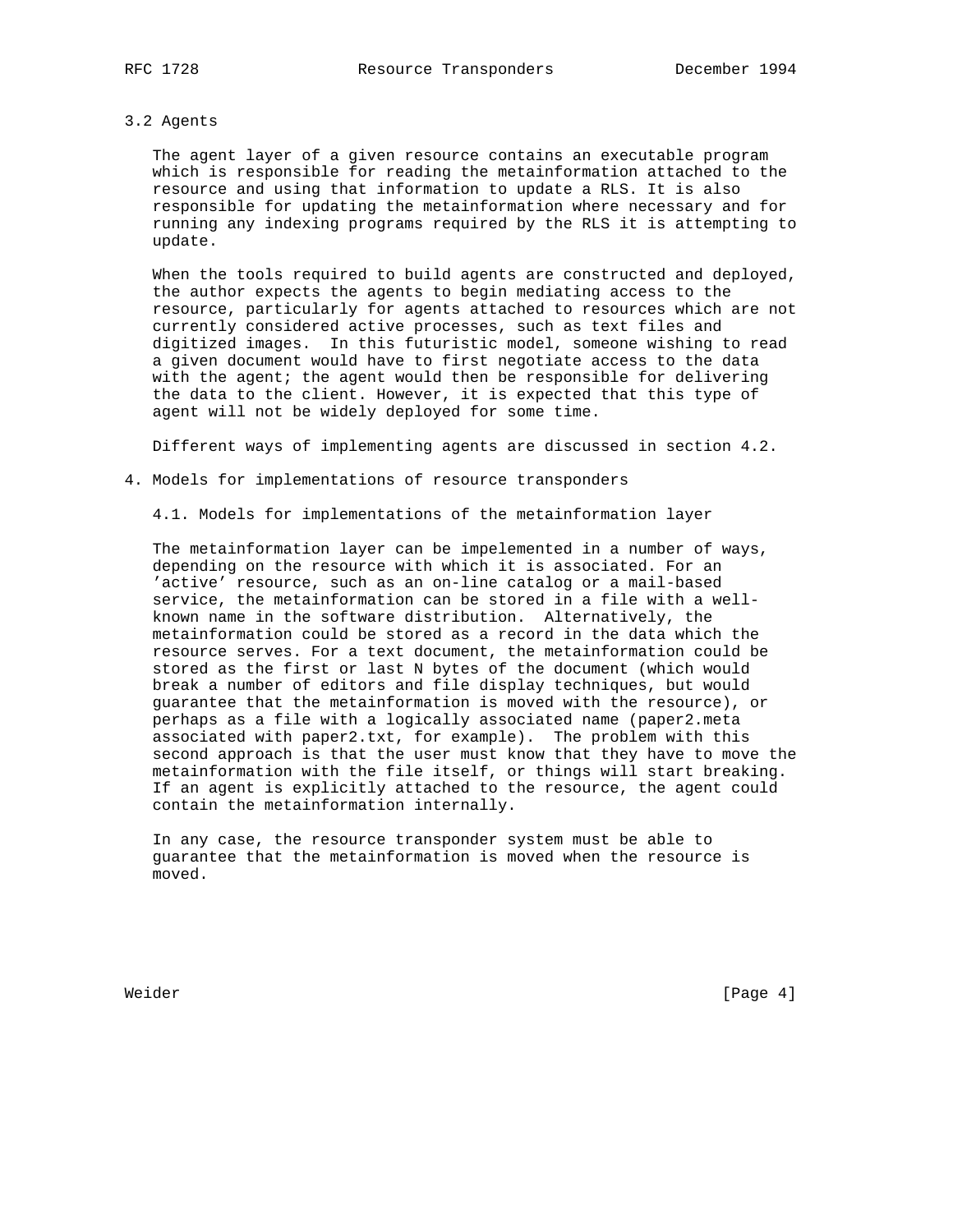### 3.2 Agents

The agent layer of a given resource contains an executable program which is responsible for reading the metainformation attached to the resource and using that information to update a RLS. It is also responsible for updating the metainformation where necessary and for running any indexing programs required by the RLS it is attempting to update.

When the tools required to build agents are constructed and deployed, the author expects the agents to begin mediating access to the resource, particularly for agents attached to resources which are not currently considered active processes, such as text files and digitized images. In this futuristic model, someone wishing to read a given document would have to first negotiate access to the data with the agent; the agent would then be responsible for delivering the data to the client. However, it is expected that this type of agent will not be widely deployed for some time.

Different ways of implementing agents are discussed in section 4.2.

## 4. Models for implementations of resource transponders

### 4.1. Models for implementations of the metainformation layer

The metainformation layer can be impelemented in a number of ways, depending on the resource with which it is associated. For an 'active' resource, such as an on-line catalog or a mail-based service, the metainformation can be stored in a file with a well-known name in the software distribution. Alternatively, the metainformation could be stored as a record in the data which the resource serves. For a text document, the metainformation could be stored as the first or last N bytes of the document (which would break a number of editors and file display techniques, but would guarantee that the metainformation is moved with the resource), or perhaps as a file with a logically associated name (paper2.meta associated with paper2.txt, for example). The problem with this second approach is that the user must know that they have to move the metainformation with the file itself, or things will start breaking. If an agent is explicitly attached to the resource, the agent could contain the metainformation internally.

In any case, the resource transponder system must be able to guarantee that the metainformation is moved when the resource is moved.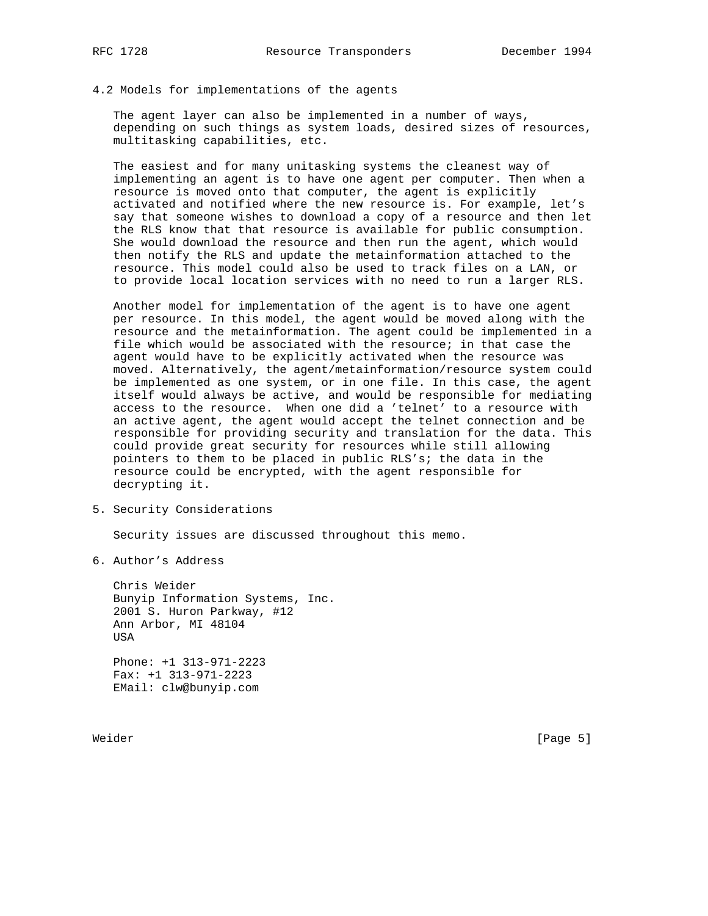### 4.2 Models for implementations of the agents

The agent layer can also be implemented in a number of ways, depending on such things as system loads, desired sizes of resources, multitasking capabilities, etc.

The easiest and for many unitasking systems the cleanest way of implementing an agent is to have one agent per computer. Then when a resource is moved onto that computer, the agent is explicitly activated and notified where the new resource is. For example, let's say that someone wishes to download a copy of a resource and then let the RLS know that that resource is available for public consumption. She would download the resource and then run the agent, which would then notify the RLS and update the metainformation attached to the resource. This model could also be used to track files on a LAN, or to provide local location services with no need to run a larger RLS.

Another model for implementation of the agent is to have one agent per resource. In this model, the agent would be moved along with the resource and the metainformation. The agent could be implemented in a file which would be associated with the resource; in that case the agent would have to be explicitly activated when the resource was moved. Alternatively, the agent/metainformation/resource system could be implemented as one system, or in one file. In this case, the agent itself would always be active, and would be responsible for mediating access to the resource. When one did a 'telnet' to a resource with an active agent, the agent would accept the telnet connection and be responsible for providing security and translation for the data. This could provide great security for resources while still allowing pointers to them to be placed in public RLS's; the data in the resource could be encrypted, with the agent responsible for decrypting it.

## 5. Security Considerations

Security issues are discussed throughout this memo.

## 6. Author's Address

Chris Weider
Bunyip Information Systems, Inc.
2001 S. Huron Parkway, #12
Ann Arbor, MI 48104
USA

Phone: +1 313-971-2223
Fax: +1 313-971-2223
EMail: clw@bunyip.com